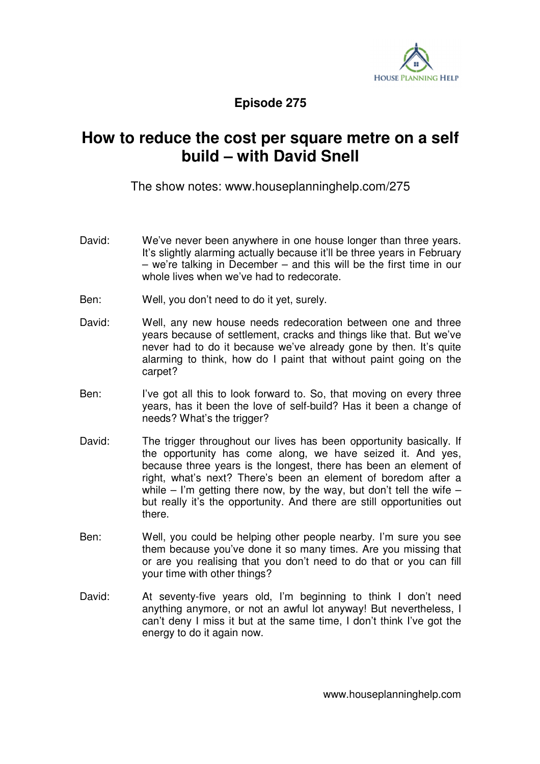**Episode 275**

# How to reduce the cost per square metre on a self build – with David Snell

The show notes: www.houseplanninghelp.com/275

David: We've never been anywhere in one house longer than three years. It's slightly alarming actually because it'll be three years in February – we're talking in December – and this will be the first time in our whole lives when we've had to redecorate.

Ben: Well, you don't need to do it yet, surely.

David: Well, any new house needs redecoration between one and three years because of settlement, cracks and things like that. But we've never had to do it because we've already gone by then. It's quite alarming to think, how do I paint that without paint going on the carpet?

Ben: I've got all this to look forward to. So, that moving on every three years, has it been the love of self-build? Has it been a change of needs? What's the trigger?

David: The trigger throughout our lives has been opportunity basically. If the opportunity has come along, we have seized it. And yes, because three years is the longest, there has been an element of right, what's next? There's been an element of boredom after a while – I'm getting there now, by the way, but don't tell the wife – but really it's the opportunity. And there are still opportunities out there.

Ben: Well, you could be helping other people nearby. I'm sure you see them because you've done it so many times. Are you missing that or are you realising that you don't need to do that or you can fill your time with other things?

David: At seventy-five years old, I'm beginning to think I don't need anything anymore, or not an awful lot anyway! But nevertheless, I can't deny I miss it but at the same time, I don't think I've got the energy to do it again now.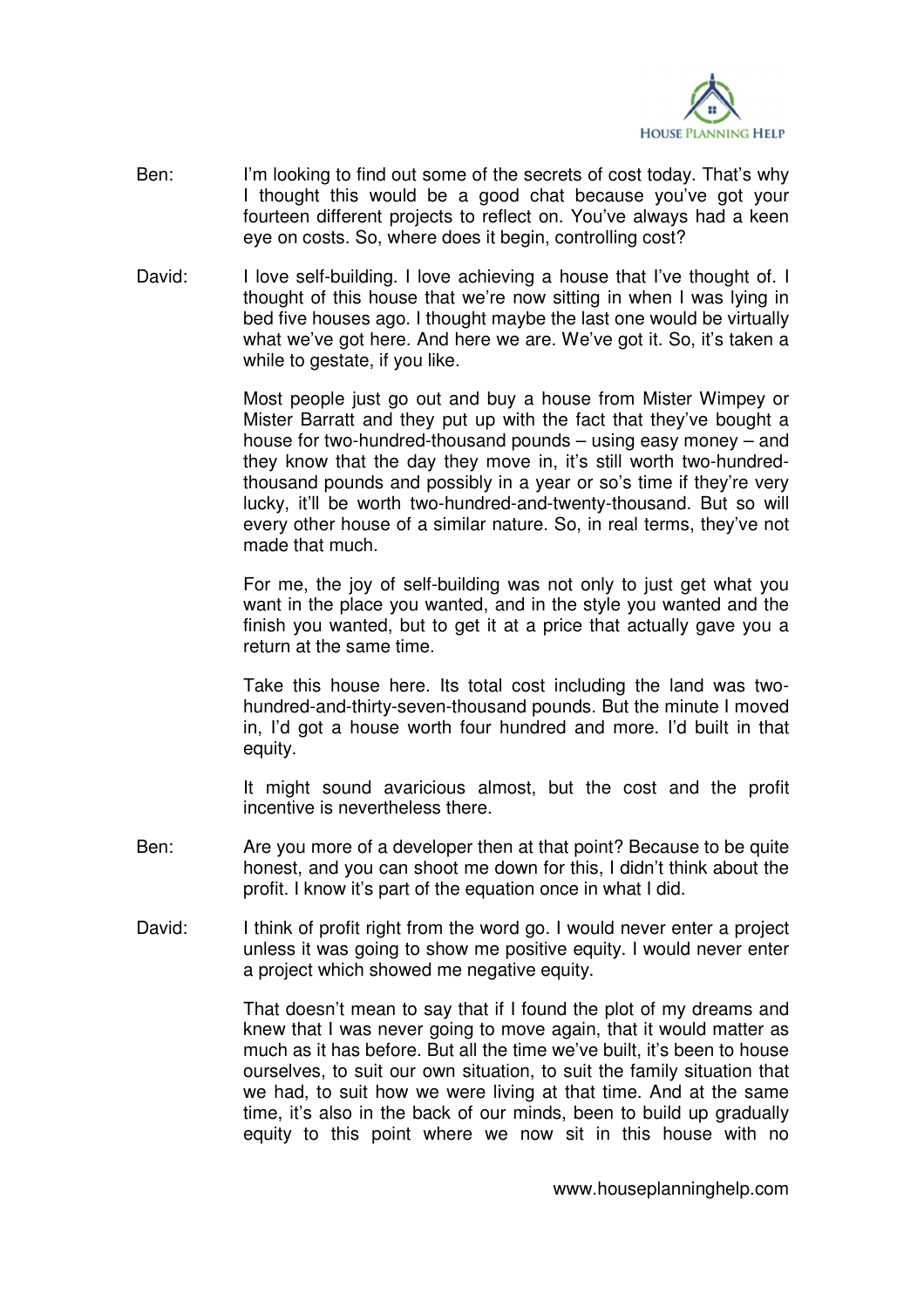Ben: I'm looking to find out some of the secrets of cost today. That's why I thought this would be a good chat because you've got your fourteen different projects to reflect on. You've always had a keen eye on costs. So, where does it begin, controlling cost?

David: I love self-building. I love achieving a house that I've thought of. I thought of this house that we're now sitting in when I was lying in bed five houses ago. I thought maybe the last one would be virtually what we've got here. And here we are. We've got it. So, it's taken a while to gestate, if you like.

Most people just go out and buy a house from Mister Wimpey or Mister Barratt and they put up with the fact that they've bought a house for two-hundred-thousand pounds – using easy money – and they know that the day they move in, it's still worth two-hundred-thousand pounds and possibly in a year or so's time if they're very lucky, it'll be worth two-hundred-and-twenty-thousand. But so will every other house of a similar nature. So, in real terms, they've not made that much.

For me, the joy of self-building was not only to just get what you want in the place you wanted, and in the style you wanted and the finish you wanted, but to get it at a price that actually gave you a return at the same time.

Take this house here. Its total cost including the land was two-hundred-and-thirty-seven-thousand pounds. But the minute I moved in, I'd got a house worth four hundred and more. I'd built in that equity.

It might sound avaricious almost, but the cost and the profit incentive is nevertheless there.

Ben: Are you more of a developer then at that point? Because to be quite honest, and you can shoot me down for this, I didn't think about the profit. I know it's part of the equation once in what I did.

David: I think of profit right from the word go. I would never enter a project unless it was going to show me positive equity. I would never enter a project which showed me negative equity.

That doesn't mean to say that if I found the plot of my dreams and knew that I was never going to move again, that it would matter as much as it has before. But all the time we've built, it's been to house ourselves, to suit our own situation, to suit the family situation that we had, to suit how we were living at that time. And at the same time, it's also in the back of our minds, been to build up gradually equity to this point where we now sit in this house with no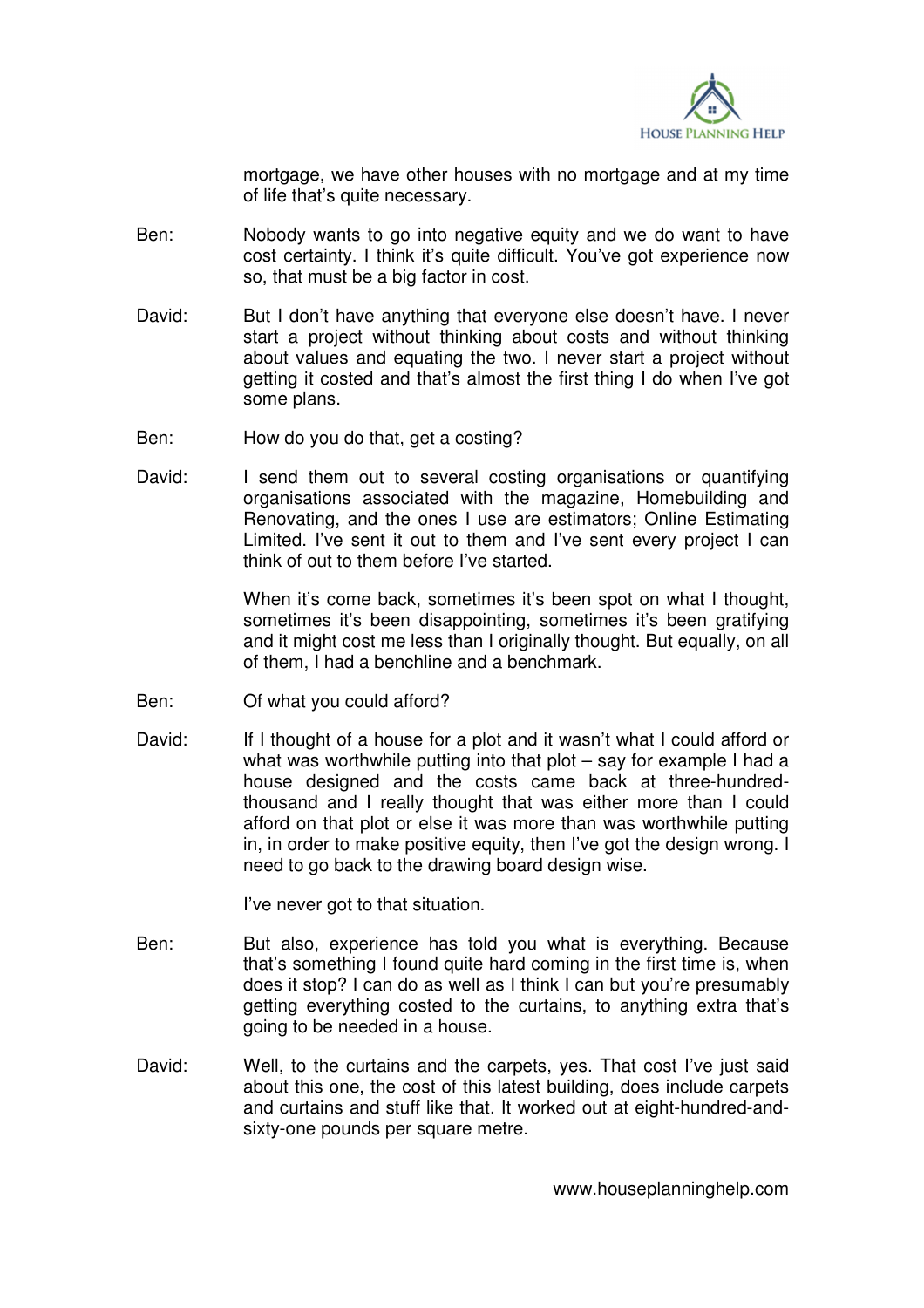mortgage, we have other houses with no mortgage and at my time of life that's quite necessary.

Ben: Nobody wants to go into negative equity and we do want to have cost certainty. I think it's quite difficult. You've got experience now so, that must be a big factor in cost.

David: But I don't have anything that everyone else doesn't have. I never start a project without thinking about costs and without thinking about values and equating the two. I never start a project without getting it costed and that's almost the first thing I do when I've got some plans.

Ben: How do you do that, get a costing?

David: I send them out to several costing organisations or quantifying organisations associated with the magazine, Homebuilding and Renovating, and the ones I use are estimators; Online Estimating Limited. I've sent it out to them and I've sent every project I can think of out to them before I've started.

When it's come back, sometimes it's been spot on what I thought, sometimes it's been disappointing, sometimes it's been gratifying and it might cost me less than I originally thought. But equally, on all of them, I had a benchline and a benchmark.

Ben: Of what you could afford?

David: If I thought of a house for a plot and it wasn't what I could afford or what was worthwhile putting into that plot – say for example I had a house designed and the costs came back at three-hundred-thousand and I really thought that was either more than I could afford on that plot or else it was more than was worthwhile putting in, in order to make positive equity, then I've got the design wrong. I need to go back to the drawing board design wise.

I've never got to that situation.

Ben: But also, experience has told you what is everything. Because that's something I found quite hard coming in the first time is, when does it stop? I can do as well as I think I can but you're presumably getting everything costed to the curtains, to anything extra that's going to be needed in a house.

David: Well, to the curtains and the carpets, yes. That cost I've just said about this one, the cost of this latest building, does include carpets and curtains and stuff like that. It worked out at eight-hundred-and-sixty-one pounds per square metre.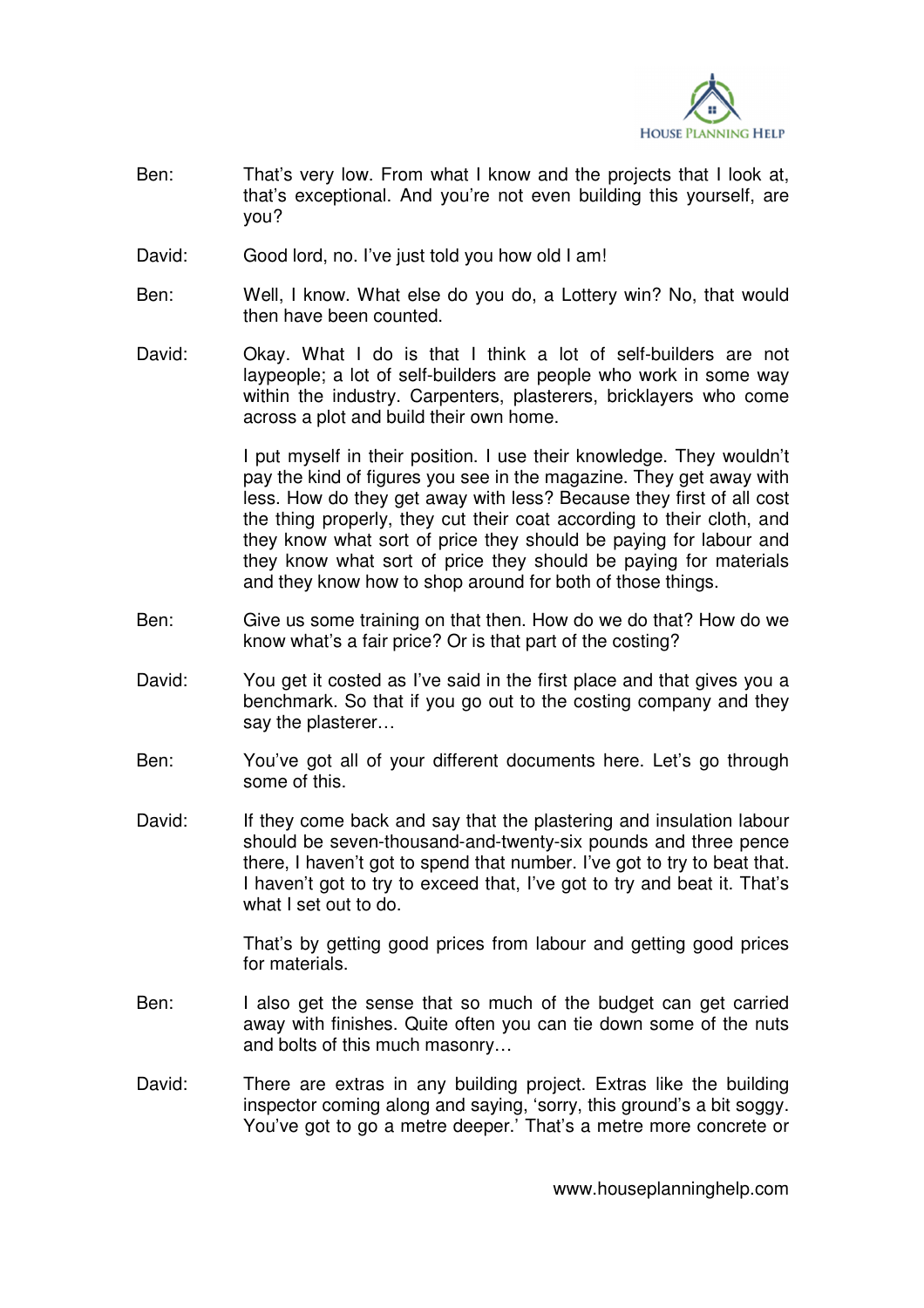Ben: That's very low. From what I know and the projects that I look at, that's exceptional. And you're not even building this yourself, are you?

David: Good lord, no. I've just told you how old I am!

Ben: Well, I know. What else do you do, a Lottery win? No, that would then have been counted.

David: Okay. What I do is that I think a lot of self-builders are not laypeople; a lot of self-builders are people who work in some way within the industry. Carpenters, plasterers, bricklayers who come across a plot and build their own home.

I put myself in their position. I use their knowledge. They wouldn't pay the kind of figures you see in the magazine. They get away with less. How do they get away with less? Because they first of all cost the thing properly, they cut their coat according to their cloth, and they know what sort of price they should be paying for labour and they know what sort of price they should be paying for materials and they know how to shop around for both of those things.

Ben: Give us some training on that then. How do we do that? How do we know what's a fair price? Or is that part of the costing?

David: You get it costed as I've said in the first place and that gives you a benchmark. So that if you go out to the costing company and they say the plasterer…

Ben: You've got all of your different documents here. Let's go through some of this.

David: If they come back and say that the plastering and insulation labour should be seven-thousand-and-twenty-six pounds and three pence there, I haven't got to spend that number. I've got to try to beat that. I haven't got to try to exceed that, I've got to try and beat it. That's what I set out to do.

That's by getting good prices from labour and getting good prices for materials.

Ben: I also get the sense that so much of the budget can get carried away with finishes. Quite often you can tie down some of the nuts and bolts of this much masonry…

David: There are extras in any building project. Extras like the building inspector coming along and saying, 'sorry, this ground's a bit soggy. You've got to go a metre deeper.' That's a metre more concrete or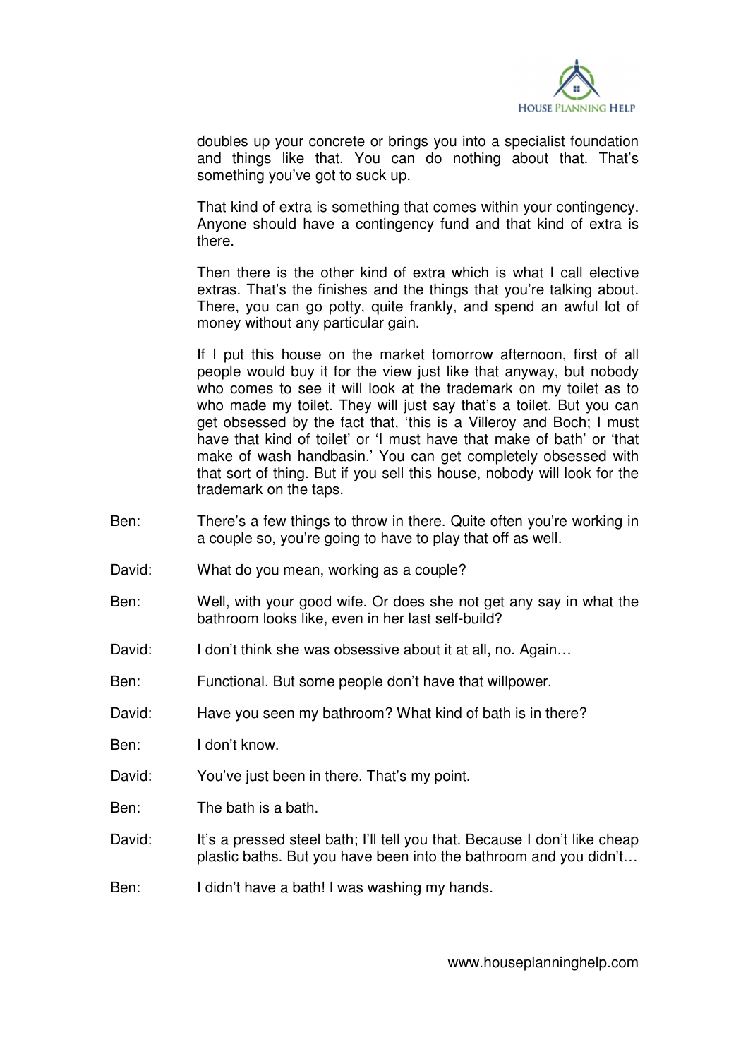doubles up your concrete or brings you into a specialist foundation and things like that. You can do nothing about that. That's something you've got to suck up.

That kind of extra is something that comes within your contingency. Anyone should have a contingency fund and that kind of extra is there.

Then there is the other kind of extra which is what I call elective extras. That's the finishes and the things that you're talking about. There, you can go potty, quite frankly, and spend an awful lot of money without any particular gain.

If I put this house on the market tomorrow afternoon, first of all people would buy it for the view just like that anyway, but nobody who comes to see it will look at the trademark on my toilet as to who made my toilet. They will just say that's a toilet. But you can get obsessed by the fact that, 'this is a Villeroy and Boch; I must have that kind of toilet' or 'I must have that make of bath' or 'that make of wash handbasin.' You can get completely obsessed with that sort of thing. But if you sell this house, nobody will look for the trademark on the taps.

Ben: There's a few things to throw in there. Quite often you're working in a couple so, you're going to have to play that off as well.

David: What do you mean, working as a couple?

Ben: Well, with your good wife. Or does she not get any say in what the bathroom looks like, even in her last self-build?

David: I don't think she was obsessive about it at all, no. Again…

Ben: Functional. But some people don't have that willpower.

David: Have you seen my bathroom? What kind of bath is in there?

Ben: I don't know.

David: You've just been in there. That's my point.

Ben: The bath is a bath.

David: It's a pressed steel bath; I'll tell you that. Because I don't like cheap plastic baths. But you have been into the bathroom and you didn't…

Ben: I didn't have a bath! I was washing my hands.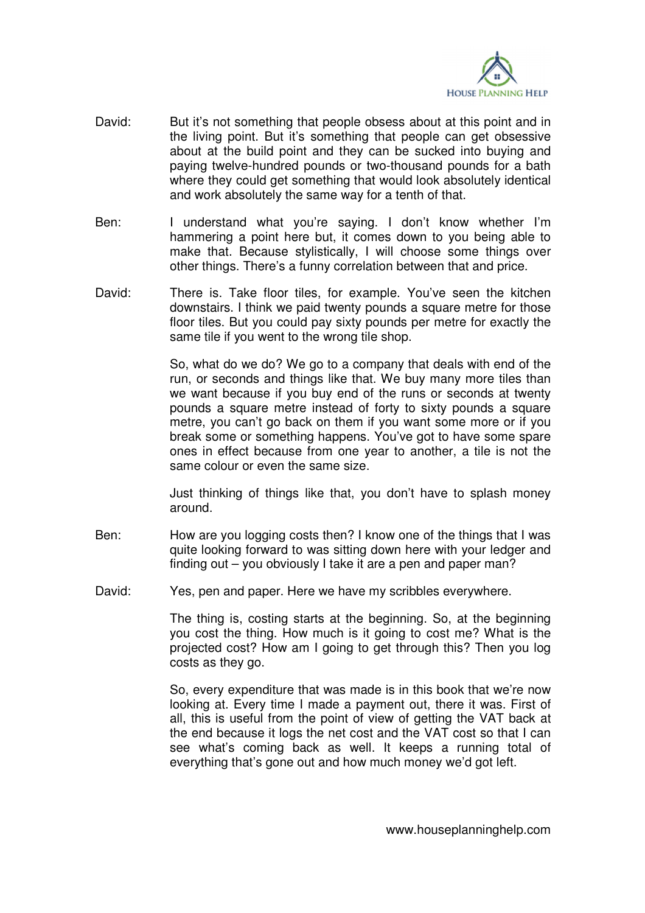David: But it's not something that people obsess about at this point and in the living point. But it's something that people can get obsessive about at the build point and they can be sucked into buying and paying twelve-hundred pounds or two-thousand pounds for a bath where they could get something that would look absolutely identical and work absolutely the same way for a tenth of that.

Ben: I understand what you're saying. I don't know whether I'm hammering a point here but, it comes down to you being able to make that. Because stylistically, I will choose some things over other things. There's a funny correlation between that and price.

David: There is. Take floor tiles, for example. You've seen the kitchen downstairs. I think we paid twenty pounds a square metre for those floor tiles. But you could pay sixty pounds per metre for exactly the same tile if you went to the wrong tile shop.

So, what do we do? We go to a company that deals with end of the run, or seconds and things like that. We buy many more tiles than we want because if you buy end of the runs or seconds at twenty pounds a square metre instead of forty to sixty pounds a square metre, you can't go back on them if you want some more or if you break some or something happens. You've got to have some spare ones in effect because from one year to another, a tile is not the same colour or even the same size.

Just thinking of things like that, you don't have to splash money around.

Ben: How are you logging costs then? I know one of the things that I was quite looking forward to was sitting down here with your ledger and finding out – you obviously I take it are a pen and paper man?

David: Yes, pen and paper. Here we have my scribbles everywhere.

The thing is, costing starts at the beginning. So, at the beginning you cost the thing. How much is it going to cost me? What is the projected cost? How am I going to get through this? Then you log costs as they go.

So, every expenditure that was made is in this book that we're now looking at. Every time I made a payment out, there it was. First of all, this is useful from the point of view of getting the VAT back at the end because it logs the net cost and the VAT cost so that I can see what's coming back as well. It keeps a running total of everything that's gone out and how much money we'd got left.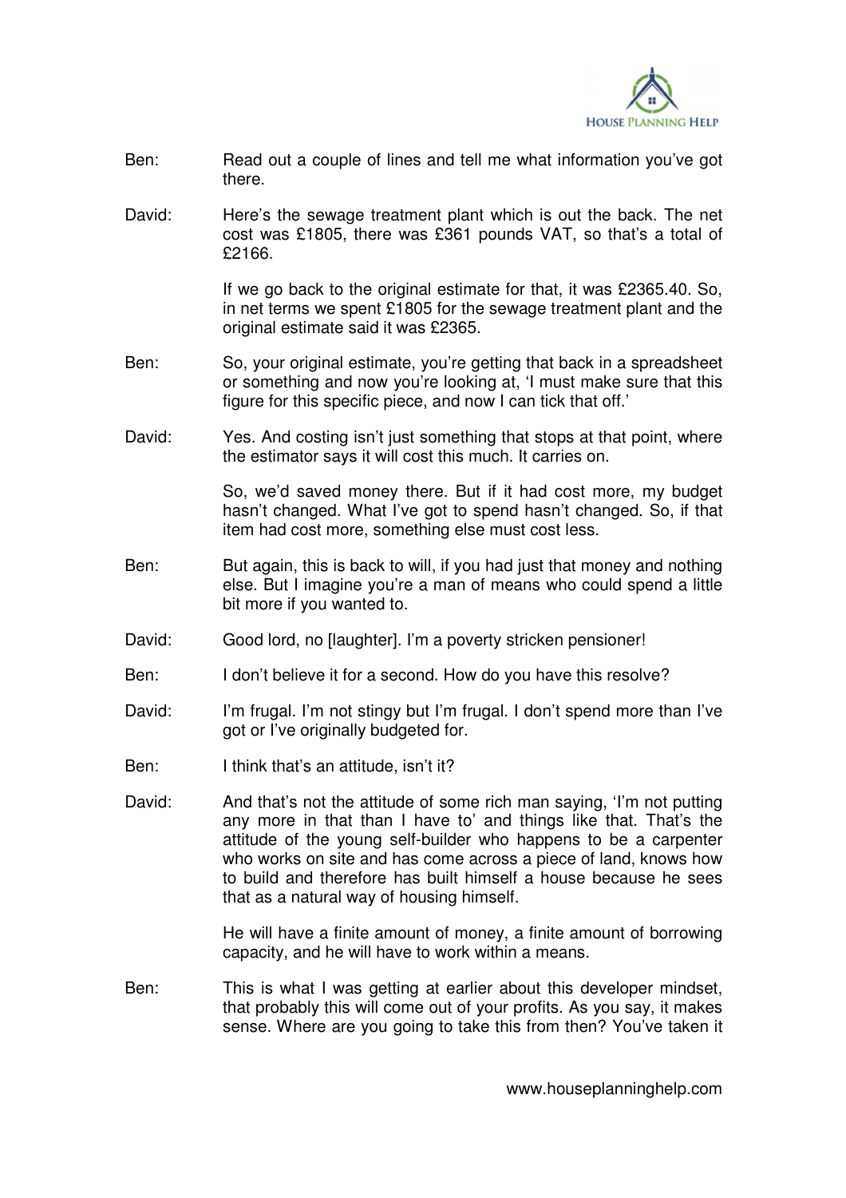Ben: Read out a couple of lines and tell me what information you've got there.

David: Here's the sewage treatment plant which is out the back. The net cost was £1805, there was £361 pounds VAT, so that's a total of £2166.

If we go back to the original estimate for that, it was £2365.40. So, in net terms we spent £1805 for the sewage treatment plant and the original estimate said it was £2365.

Ben: So, your original estimate, you're getting that back in a spreadsheet or something and now you're looking at, 'I must make sure that this figure for this specific piece, and now I can tick that off.'

David: Yes. And costing isn't just something that stops at that point, where the estimator says it will cost this much. It carries on.

So, we'd saved money there. But if it had cost more, my budget hasn't changed. What I've got to spend hasn't changed. So, if that item had cost more, something else must cost less.

Ben: But again, this is back to will, if you had just that money and nothing else. But I imagine you're a man of means who could spend a little bit more if you wanted to.

David: Good lord, no [laughter]. I'm a poverty stricken pensioner!

Ben: I don't believe it for a second. How do you have this resolve?

David: I'm frugal. I'm not stingy but I'm frugal. I don't spend more than I've got or I've originally budgeted for.

Ben: I think that's an attitude, isn't it?

David: And that's not the attitude of some rich man saying, 'I'm not putting any more in that than I have to' and things like that. That's the attitude of the young self-builder who happens to be a carpenter who works on site and has come across a piece of land, knows how to build and therefore has built himself a house because he sees that as a natural way of housing himself.

He will have a finite amount of money, a finite amount of borrowing capacity, and he will have to work within a means.

Ben: This is what I was getting at earlier about this developer mindset, that probably this will come out of your profits. As you say, it makes sense. Where are you going to take this from then? You've taken it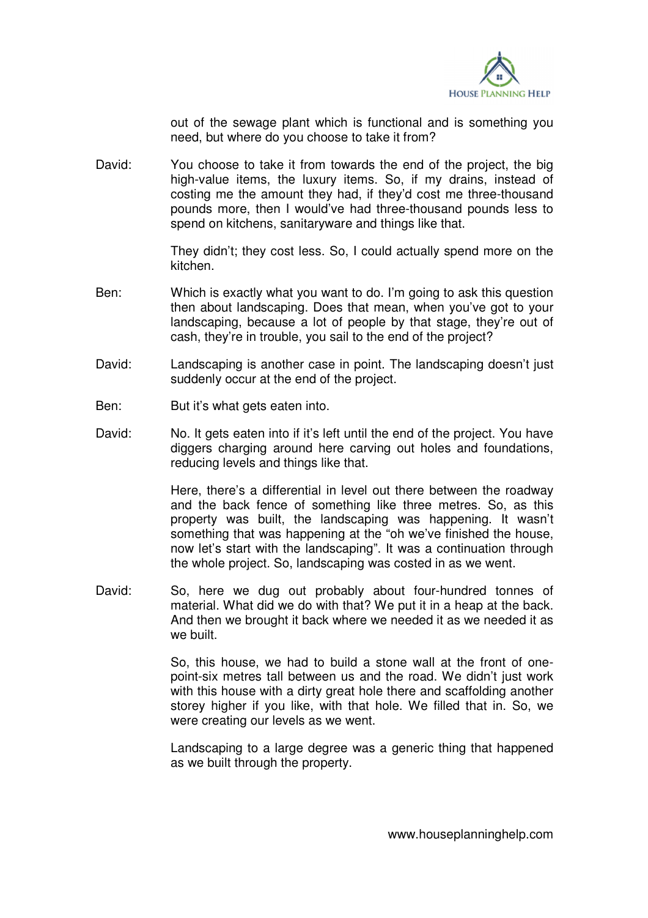out of the sewage plant which is functional and is something you need, but where do you choose to take it from?

David: You choose to take it from towards the end of the project, the big high-value items, the luxury items. So, if my drains, instead of costing me the amount they had, if they'd cost me three-thousand pounds more, then I would've had three-thousand pounds less to spend on kitchens, sanitaryware and things like that.

They didn't; they cost less. So, I could actually spend more on the kitchen.

Ben: Which is exactly what you want to do. I'm going to ask this question then about landscaping. Does that mean, when you've got to your landscaping, because a lot of people by that stage, they're out of cash, they're in trouble, you sail to the end of the project?

David: Landscaping is another case in point. The landscaping doesn't just suddenly occur at the end of the project.

Ben: But it's what gets eaten into.

David: No. It gets eaten into if it's left until the end of the project. You have diggers charging around here carving out holes and foundations, reducing levels and things like that.

Here, there's a differential in level out there between the roadway and the back fence of something like three metres. So, as this property was built, the landscaping was happening. It wasn't something that was happening at the "oh we've finished the house, now let's start with the landscaping". It was a continuation through the whole project. So, landscaping was costed in as we went.

David: So, here we dug out probably about four-hundred tonnes of material. What did we do with that? We put it in a heap at the back. And then we brought it back where we needed it as we needed it as we built.

So, this house, we had to build a stone wall at the front of one-point-six metres tall between us and the road. We didn't just work with this house with a dirty great hole there and scaffolding another storey higher if you like, with that hole. We filled that in. So, we were creating our levels as we went.

Landscaping to a large degree was a generic thing that happened as we built through the property.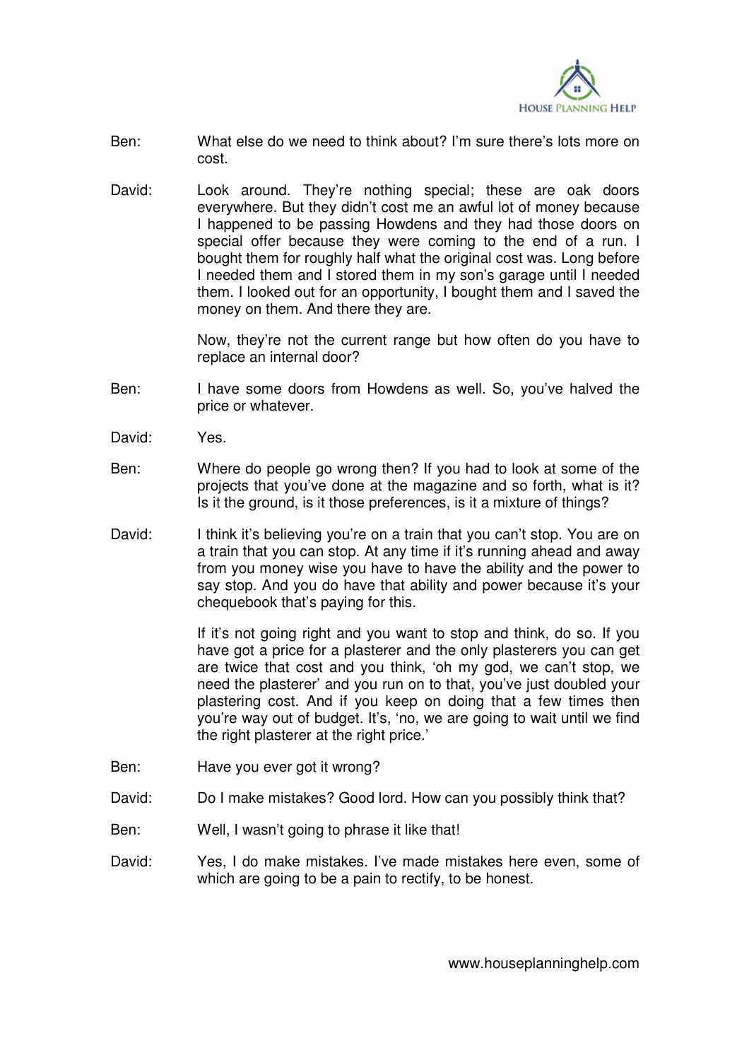Ben: What else do we need to think about? I'm sure there's lots more on cost.

David: Look around. They're nothing special; these are oak doors everywhere. But they didn't cost me an awful lot of money because I happened to be passing Howdens and they had those doors on special offer because they were coming to the end of a run. I bought them for roughly half what the original cost was. Long before I needed them and I stored them in my son's garage until I needed them. I looked out for an opportunity, I bought them and I saved the money on them. And there they are.

Now, they're not the current range but how often do you have to replace an internal door?

Ben: I have some doors from Howdens as well. So, you've halved the price or whatever.

David: Yes.

Ben: Where do people go wrong then? If you had to look at some of the projects that you've done at the magazine and so forth, what is it? Is it the ground, is it those preferences, is it a mixture of things?

David: I think it's believing you're on a train that you can't stop. You are on a train that you can stop. At any time if it's running ahead and away from you money wise you have to have the ability and the power to say stop. And you do have that ability and power because it's your chequebook that's paying for this.

If it's not going right and you want to stop and think, do so. If you have got a price for a plasterer and the only plasterers you can get are twice that cost and you think, 'oh my god, we can't stop, we need the plasterer' and you run on to that, you've just doubled your plastering cost. And if you keep on doing that a few times then you're way out of budget. It's, 'no, we are going to wait until we find the right plasterer at the right price.'

Ben: Have you ever got it wrong?

David: Do I make mistakes? Good lord. How can you possibly think that?

Ben: Well, I wasn't going to phrase it like that!

David: Yes, I do make mistakes. I've made mistakes here even, some of which are going to be a pain to rectify, to be honest.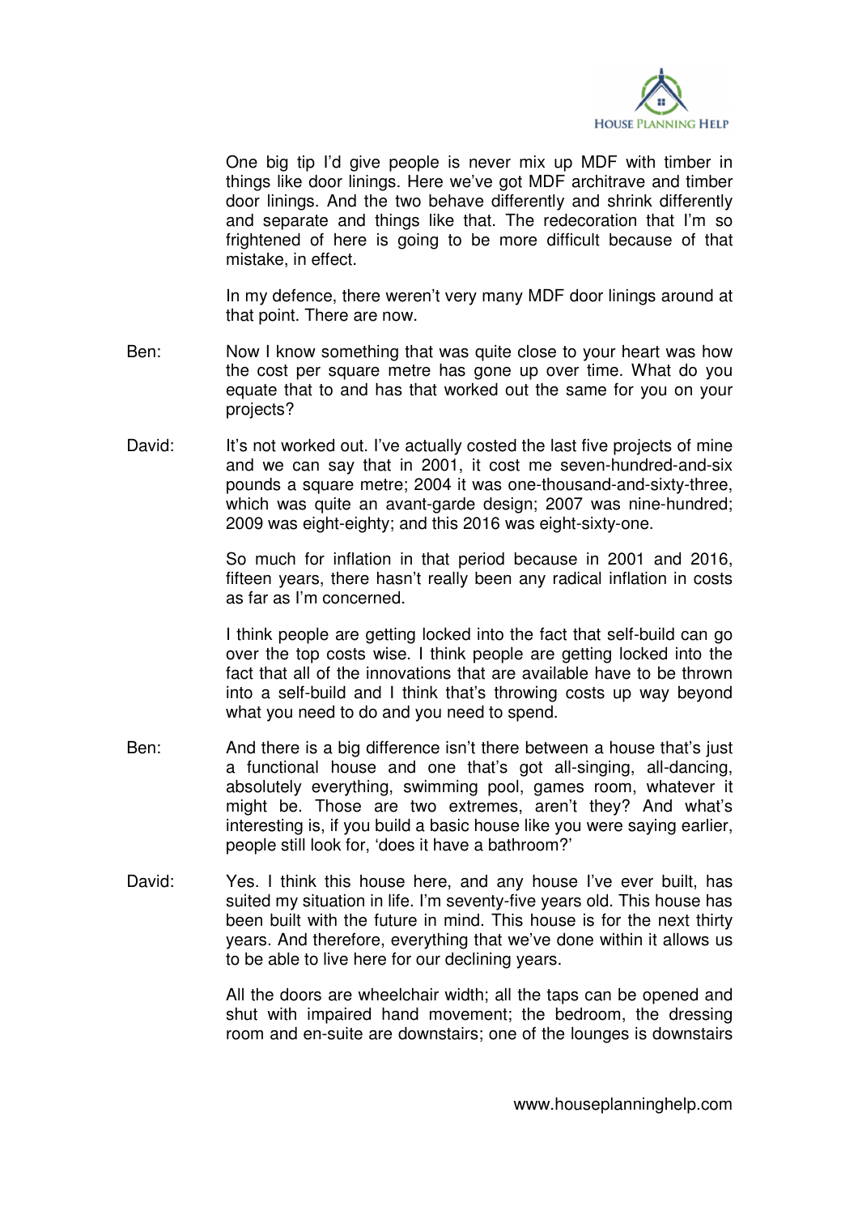One big tip I'd give people is never mix up MDF with timber in things like door linings. Here we've got MDF architrave and timber door linings. And the two behave differently and shrink differently and separate and things like that. The redecoration that I'm so frightened of here is going to be more difficult because of that mistake, in effect.

In my defence, there weren't very many MDF door linings around at that point. There are now.

Ben: Now I know something that was quite close to your heart was how the cost per square metre has gone up over time. What do you equate that to and has that worked out the same for you on your projects?

David: It's not worked out. I've actually costed the last five projects of mine and we can say that in 2001, it cost me seven-hundred-and-six pounds a square metre; 2004 it was one-thousand-and-sixty-three, which was quite an avant-garde design; 2007 was nine-hundred; 2009 was eight-eighty; and this 2016 was eight-sixty-one.

So much for inflation in that period because in 2001 and 2016, fifteen years, there hasn't really been any radical inflation in costs as far as I'm concerned.

I think people are getting locked into the fact that self-build can go over the top costs wise. I think people are getting locked into the fact that all of the innovations that are available have to be thrown into a self-build and I think that's throwing costs up way beyond what you need to do and you need to spend.

Ben: And there is a big difference isn't there between a house that's just a functional house and one that's got all-singing, all-dancing, absolutely everything, swimming pool, games room, whatever it might be. Those are two extremes, aren't they? And what's interesting is, if you build a basic house like you were saying earlier, people still look for, 'does it have a bathroom?'

David: Yes. I think this house here, and any house I've ever built, has suited my situation in life. I'm seventy-five years old. This house has been built with the future in mind. This house is for the next thirty years. And therefore, everything that we've done within it allows us to be able to live here for our declining years.

All the doors are wheelchair width; all the taps can be opened and shut with impaired hand movement; the bedroom, the dressing room and en-suite are downstairs; one of the lounges is downstairs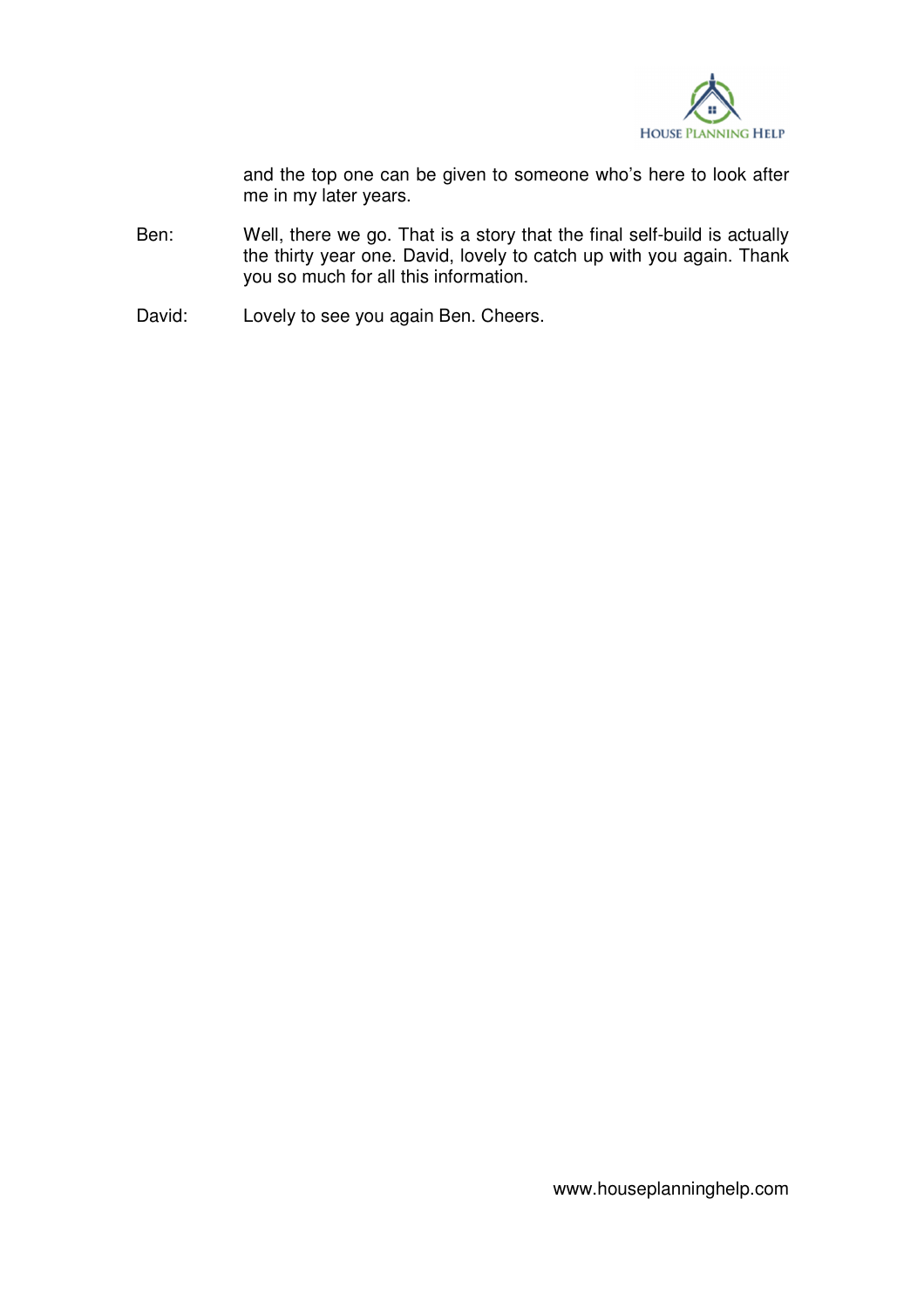and the top one can be given to someone who's here to look after me in my later years.

Ben: Well, there we go. That is a story that the final self-build is actually the thirty year one. David, lovely to catch up with you again. Thank you so much for all this information.

David: Lovely to see you again Ben. Cheers.